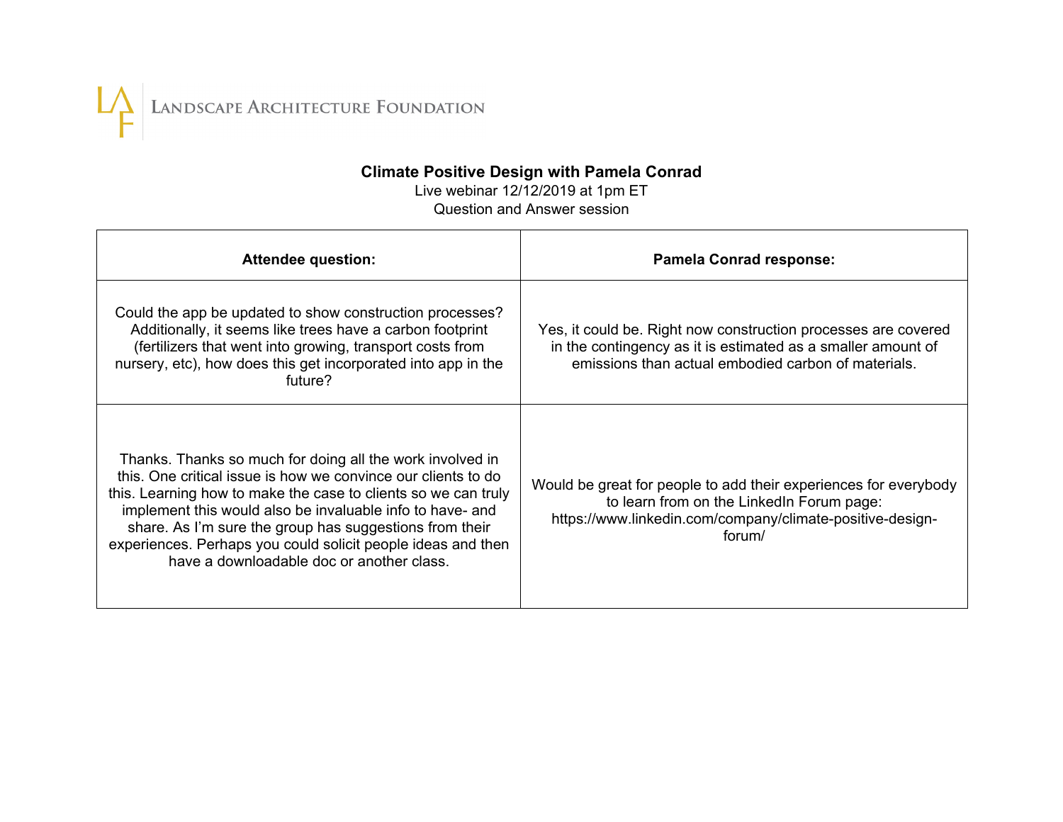LANDSCAPE ARCHITECTURE FOUNDATION

**Climate Positive Design with Pamela Conrad**

Live webinar 12/12/2019 at 1pm ET

Question and Answer session

| Attendee question: | Pamela Conrad response: |
|---|---|
| Could the app be updated to show construction processes? Additionally, it seems like trees have a carbon footprint (fertilizers that went into growing, transport costs from nursery, etc), how does this get incorporated into app in the future? | Yes, it could be. Right now construction processes are covered in the contingency as it is estimated as a smaller amount of emissions than actual embodied carbon of materials. |
| Thanks. Thanks so much for doing all the work involved in this. One critical issue is how we convince our clients to do this. Learning how to make the case to clients so we can truly implement this would also be invaluable info to have- and share. As I'm sure the group has suggestions from their experiences. Perhaps you could solicit people ideas and then have a downloadable doc or another class. | Would be great for people to add their experiences for everybody to learn from on the LinkedIn Forum page: https://www.linkedin.com/company/climate-positive-design-forum/ |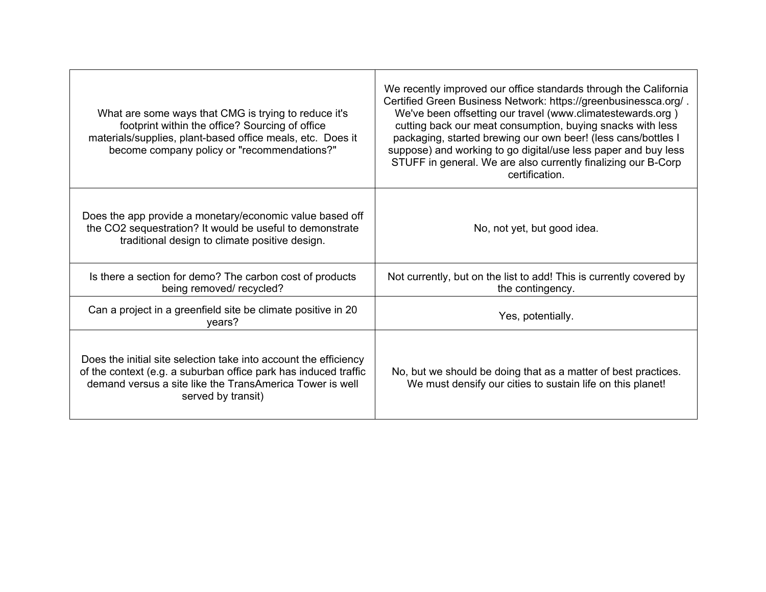| | |
|---|---|
| What are some ways that CMG is trying to reduce it's footprint within the office? Sourcing of office materials/supplies, plant-based office meals, etc. Does it become company policy or "recommendations?" | We recently improved our office standards through the California Certified Green Business Network: https://greenbusinessca.org/ . We've been offsetting our travel (www.climatestewards.org ) cutting back our meat consumption, buying snacks with less packaging, started brewing our own beer! (less cans/bottles I suppose) and working to go digital/use less paper and buy less STUFF in general. We are also currently finalizing our B-Corp certification. |
| Does the app provide a monetary/economic value based off the $CO_2$ sequestration? It would be useful to demonstrate traditional design to climate positive design. | No, not yet, but good idea. |
| Is there a section for demo? The carbon cost of products being removed/ recycled? | Not currently, but on the list to add! This is currently covered by the contingency. |
| Can a project in a greenfield site be climate positive in 20 years? | Yes, potentially. |
| Does the initial site selection take into account the efficiency of the context (e.g. a suburban office park has induced traffic demand versus a site like the TransAmerica Tower is well served by transit) | No, but we should be doing that as a matter of best practices. We must densify our cities to sustain life on this planet! |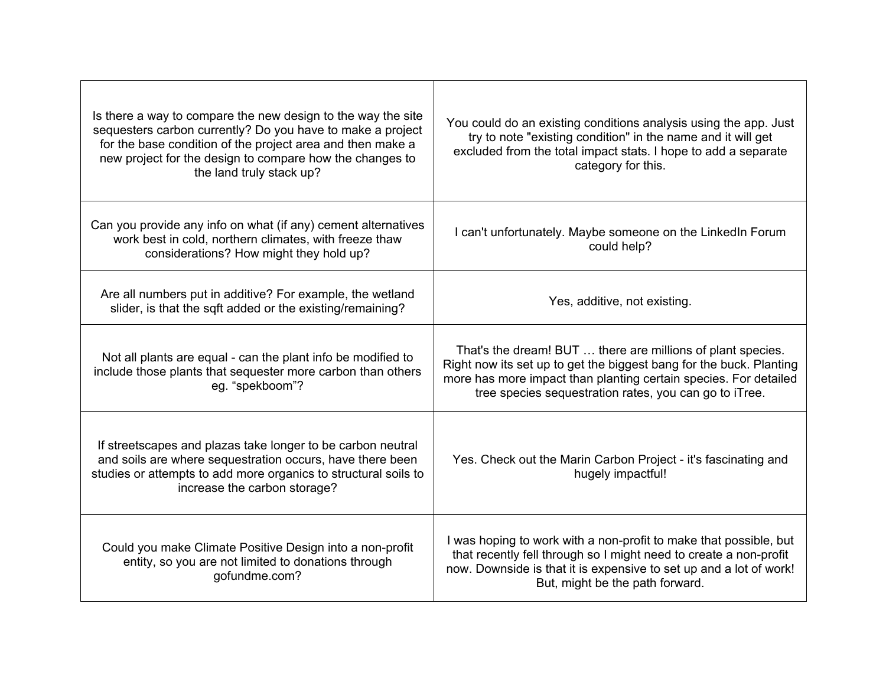| | |
|---|---|
| Is there a way to compare the new design to the way the site sequesters carbon currently? Do you have to make a project for the base condition of the project area and then make a new project for the design to compare how the changes to the land truly stack up? | You could do an existing conditions analysis using the app. Just try to note "existing condition" in the name and it will get excluded from the total impact stats. I hope to add a separate category for this. |
| Can you provide any info on what (if any) cement alternatives work best in cold, northern climates, with freeze thaw considerations? How might they hold up? | I can't unfortunately. Maybe someone on the LinkedIn Forum could help? |
| Are all numbers put in additive? For example, the wetland slider, is that the sqft added or the existing/remaining? | Yes, additive, not existing. |
| Not all plants are equal - can the plant info be modified to include those plants that sequester more carbon than others eg. “spekboom”? | That's the dream! BUT … there are millions of plant species. Right now its set up to get the biggest bang for the buck. Planting more has more impact than planting certain species. For detailed tree species sequestration rates, you can go to iTree. |
| If streetscapes and plazas take longer to be carbon neutral and soils are where sequestration occurs, have there been studies or attempts to add more organics to structural soils to increase the carbon storage? | Yes. Check out the Marin Carbon Project - it's fascinating and hugely impactful! |
| Could you make Climate Positive Design into a non-profit entity, so you are not limited to donations through gofundme.com? | I was hoping to work with a non-profit to make that possible, but that recently fell through so I might need to create a non-profit now. Downside is that it is expensive to set up and a lot of work! But, might be the path forward. |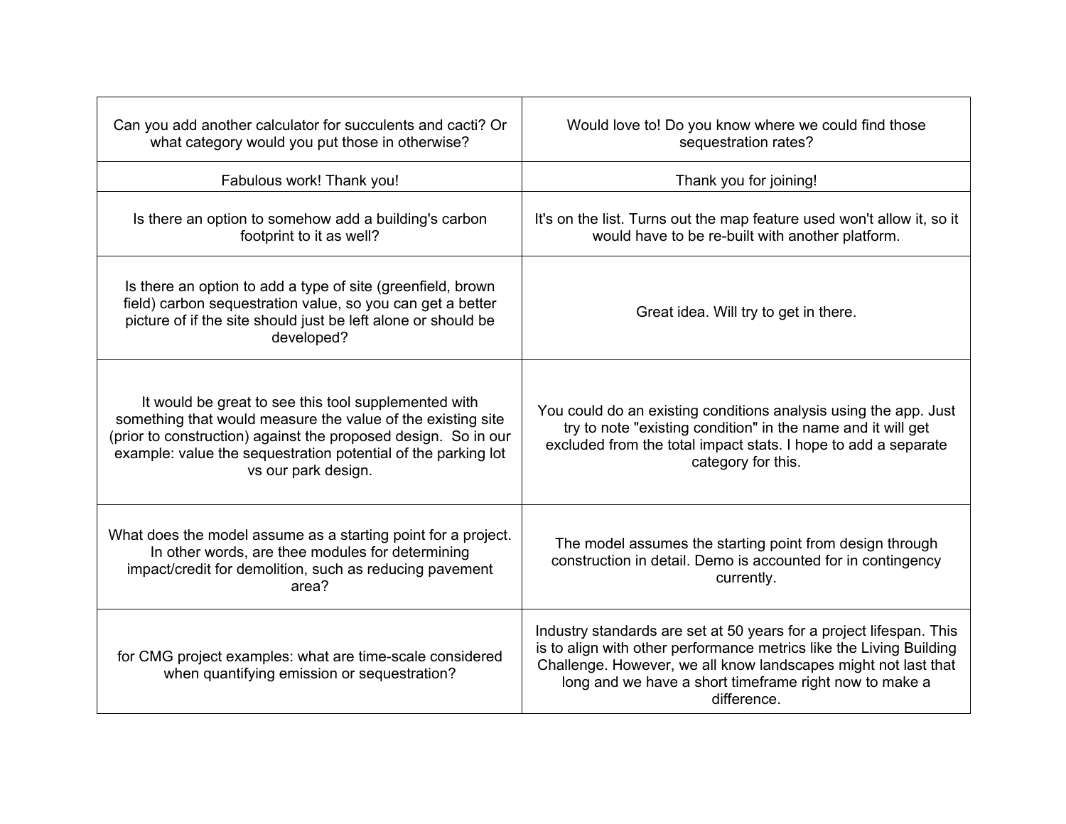| | |
|---|---|
| Can you add another calculator for succulents and cacti? Or what category would you put those in otherwise? | Would love to! Do you know where we could find those sequestration rates? |
| Fabulous work! Thank you! | Thank you for joining! |
| Is there an option to somehow add a building's carbon footprint to it as well? | It's on the list. Turns out the map feature used won't allow it, so it would have to be re-built with another platform. |
| Is there an option to add a type of site (greenfield, brown field) carbon sequestration value, so you can get a better picture of if the site should just be left alone or should be developed? | Great idea. Will try to get in there. |
| It would be great to see this tool supplemented with something that would measure the value of the existing site (prior to construction) against the proposed design. So in our example: value the sequestration potential of the parking lot vs our park design. | You could do an existing conditions analysis using the app. Just try to note "existing condition" in the name and it will get excluded from the total impact stats. I hope to add a separate category for this. |
| What does the model assume as a starting point for a project. In other words, are thee modules for determining impact/credit for demolition, such as reducing pavement area? | The model assumes the starting point from design through construction in detail. Demo is accounted for in contingency currently. |
| for CMG project examples: what are time-scale considered when quantifying emission or sequestration? | Industry standards are set at 50 years for a project lifespan. This is to align with other performance metrics like the Living Building Challenge. However, we all know landscapes might not last that long and we have a short timeframe right now to make a difference. |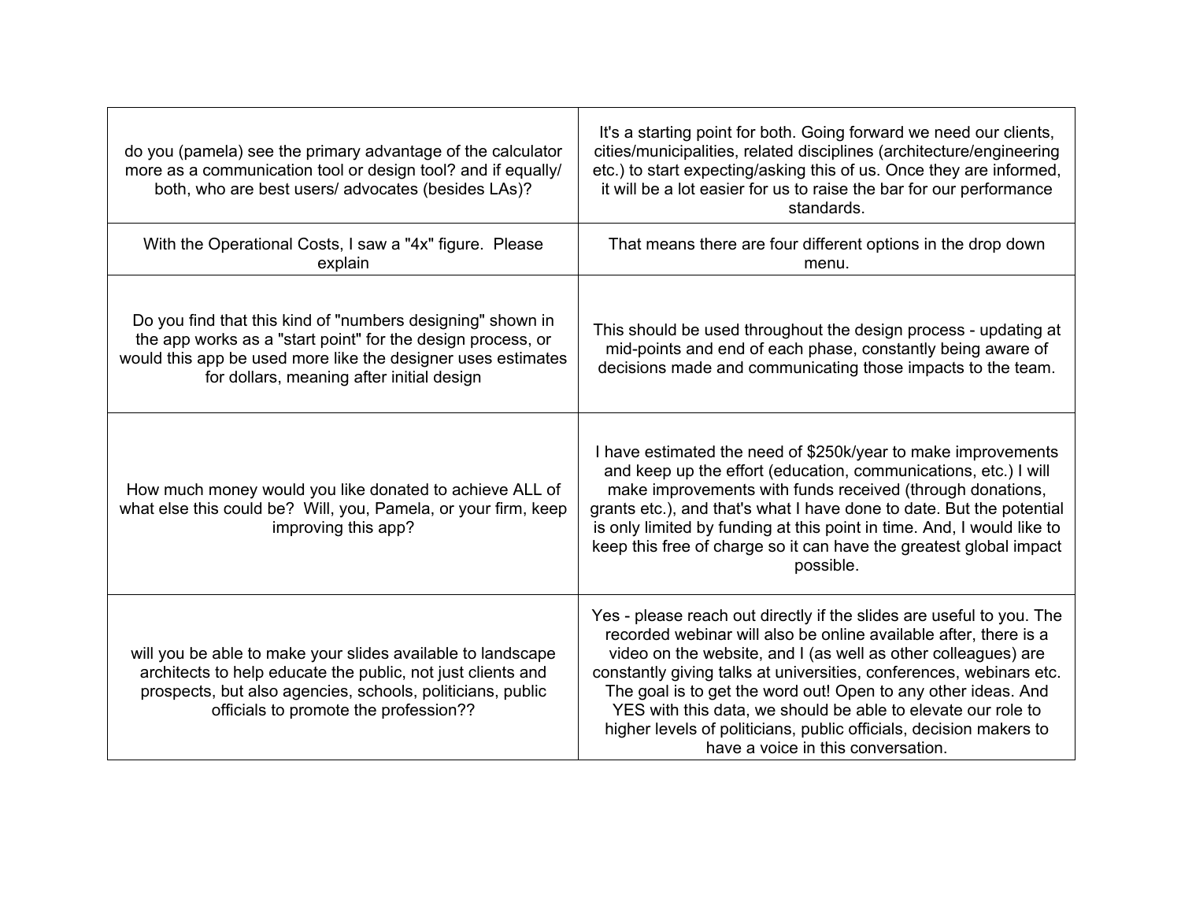| | |
|---|---|
| do you (pamela) see the primary advantage of the calculator more as a communication tool or design tool? and if equally/ both, who are best users/ advocates (besides LAs)? | It's a starting point for both. Going forward we need our clients, cities/municipalities, related disciplines (architecture/engineering etc.) to start expecting/asking this of us. Once they are informed, it will be a lot easier for us to raise the bar for our performance standards. |
| With the Operational Costs, I saw a "4x" figure. Please explain | That means there are four different options in the drop down menu. |
| Do you find that this kind of "numbers designing" shown in the app works as a "start point" for the design process, or would this app be used more like the designer uses estimates for dollars, meaning after initial design | This should be used throughout the design process - updating at mid-points and end of each phase, constantly being aware of decisions made and communicating those impacts to the team. |
| How much money would you like donated to achieve ALL of what else this could be? Will, you, Pamela, or your firm, keep improving this app? | I have estimated the need of $250k/year to make improvements and keep up the effort (education, communications, etc.) I will make improvements with funds received (through donations, grants etc.), and that's what I have done to date. But the potential is only limited by funding at this point in time. And, I would like to keep this free of charge so it can have the greatest global impact possible. |
| will you be able to make your slides available to landscape architects to help educate the public, not just clients and prospects, but also agencies, schools, politicians, public officials to promote the profession?? | Yes - please reach out directly if the slides are useful to you. The recorded webinar will also be online available after, there is a video on the website, and I (as well as other colleagues) are constantly giving talks at universities, conferences, webinars etc. The goal is to get the word out! Open to any other ideas. And YES with this data, we should be able to elevate our role to higher levels of politicians, public officials, decision makers to have a voice in this conversation. |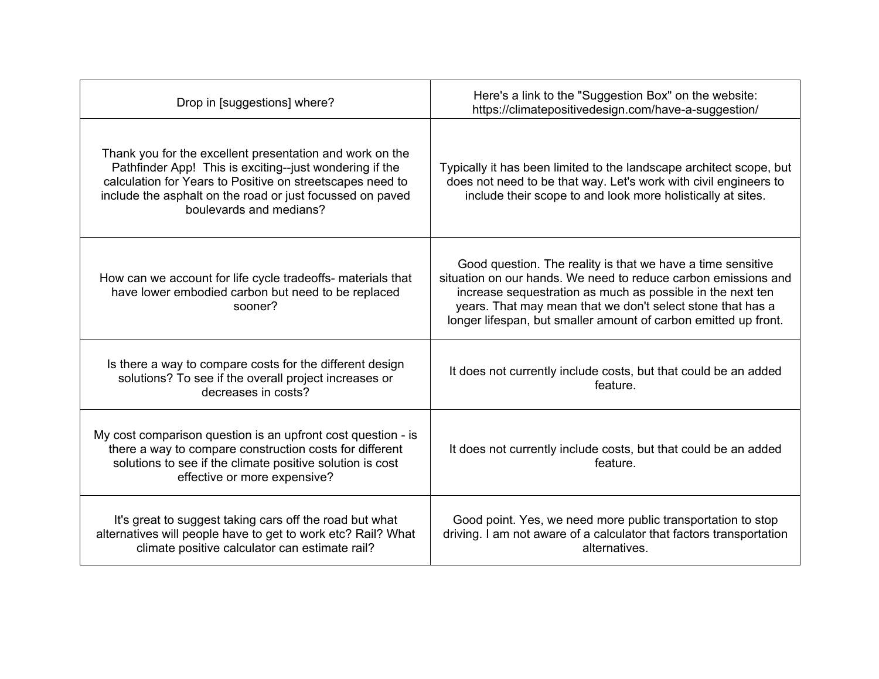| | |
|---|---|
| Drop in [suggestions] where? | Here's a link to the "Suggestion Box" on the website: https://climatepositivedesign.com/have-a-suggestion/ |
| Thank you for the excellent presentation and work on the Pathfinder App! This is exciting--just wondering if the calculation for Years to Positive on streetscapes need to include the asphalt on the road or just focussed on paved boulevards and medians? | Typically it has been limited to the landscape architect scope, but does not need to be that way. Let's work with civil engineers to include their scope to and look more holistically at sites. |
| How can we account for life cycle tradeoffs- materials that have lower embodied carbon but need to be replaced sooner? | Good question. The reality is that we have a time sensitive situation on our hands. We need to reduce carbon emissions and increase sequestration as much as possible in the next ten years. That may mean that we don't select stone that has a longer lifespan, but smaller amount of carbon emitted up front. |
| Is there a way to compare costs for the different design solutions? To see if the overall project increases or decreases in costs? | It does not currently include costs, but that could be an added feature. |
| My cost comparison question is an upfront cost question - is there a way to compare construction costs for different solutions to see if the climate positive solution is cost effective or more expensive? | It does not currently include costs, but that could be an added feature. |
| It's great to suggest taking cars off the road but what alternatives will people have to get to work etc? Rail? What climate positive calculator can estimate rail? | Good point. Yes, we need more public transportation to stop driving. I am not aware of a calculator that factors transportation alternatives. |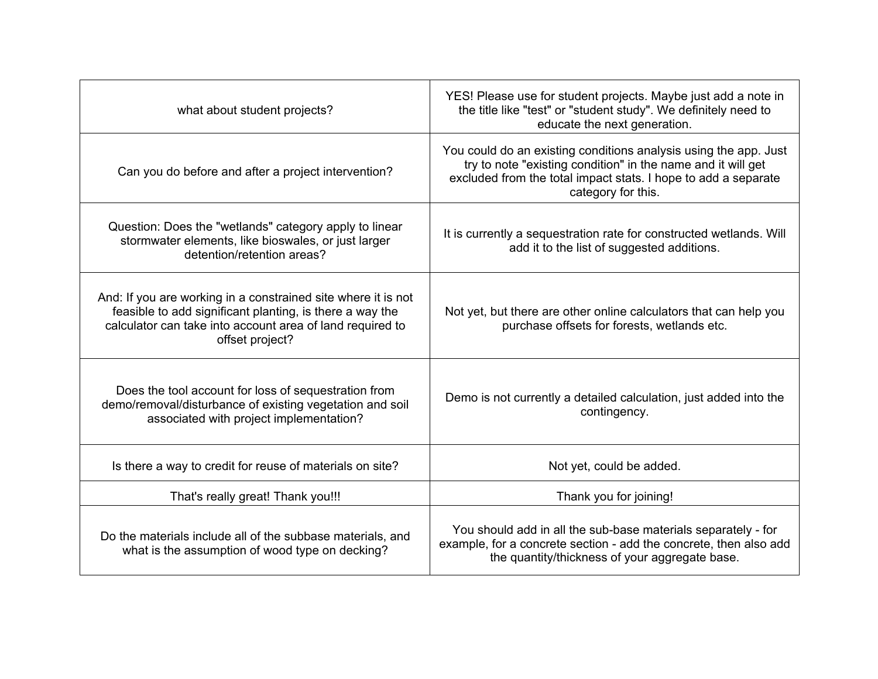| | |
|---|---|
| what about student projects? | YES! Please use for student projects. Maybe just add a note in the title like "test" or "student study". We definitely need to educate the next generation. |
| Can you do before and after a project intervention? | You could do an existing conditions analysis using the app. Just try to note "existing condition" in the name and it will get excluded from the total impact stats. I hope to add a separate category for this. |
| Question: Does the "wetlands" category apply to linear stormwater elements, like bioswales, or just larger detention/retention areas? | It is currently a sequestration rate for constructed wetlands. Will add it to the list of suggested additions. |
| And: If you are working in a constrained site where it is not feasible to add significant planting, is there a way the calculator can take into account area of land required to offset project? | Not yet, but there are other online calculators that can help you purchase offsets for forests, wetlands etc. |
| Does the tool account for loss of sequestration from demo/removal/disturbance of existing vegetation and soil associated with project implementation? | Demo is not currently a detailed calculation, just added into the contingency. |
| Is there a way to credit for reuse of materials on site? | Not yet, could be added. |
| That's really great! Thank you!!! | Thank you for joining! |
| Do the materials include all of the subbase materials, and what is the assumption of wood type on decking? | You should add in all the sub-base materials separately - for example, for a concrete section - add the concrete, then also add the quantity/thickness of your aggregate base. |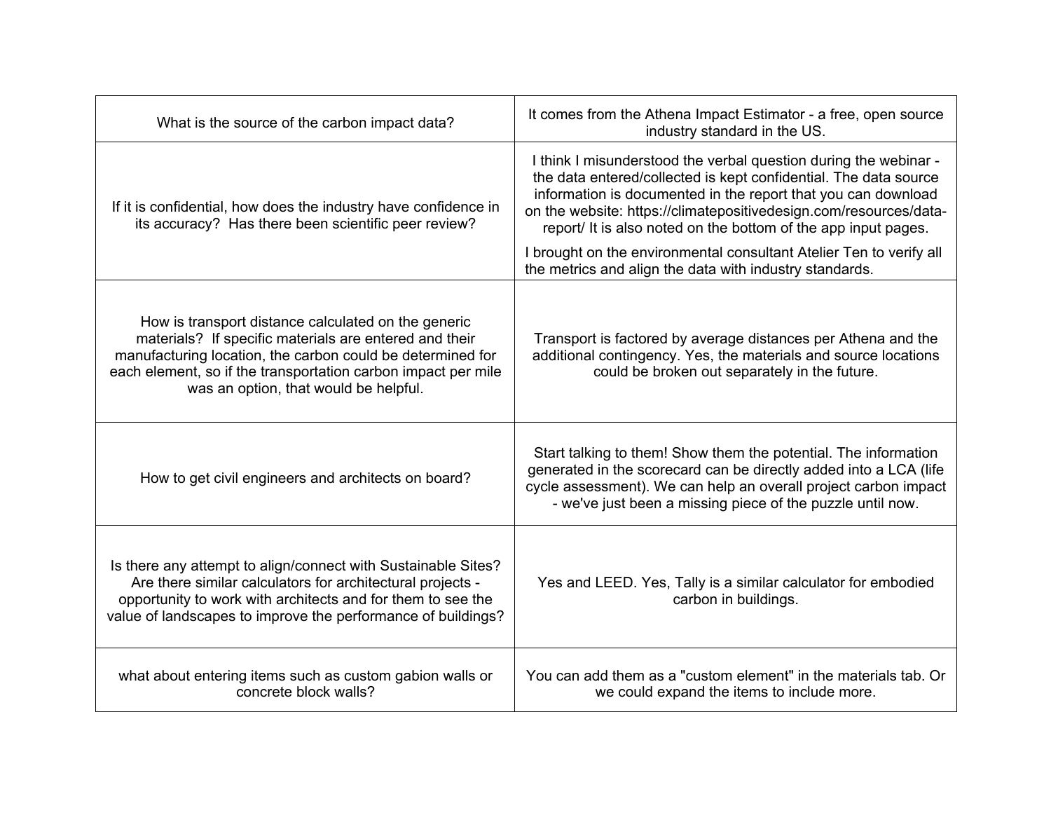| | |
|---|---|
| What is the source of the carbon impact data? | It comes from the Athena Impact Estimator - a free, open source industry standard in the US. |
| If it is confidential, how does the industry have confidence in its accuracy? Has there been scientific peer review? | I think I misunderstood the verbal question during the webinar - the data entered/collected is kept confidential. The data source information is documented in the report that you can download on the website: https://climatepositivedesign.com/resources/data-report/ It is also noted on the bottom of the app input pages.<br><br>I brought on the environmental consultant Atelier Ten to verify all the metrics and align the data with industry standards. |
| How is transport distance calculated on the generic materials? If specific materials are entered and their manufacturing location, the carbon could be determined for each element, so if the transportation carbon impact per mile was an option, that would be helpful. | Transport is factored by average distances per Athena and the additional contingency. Yes, the materials and source locations could be broken out separately in the future. |
| How to get civil engineers and architects on board? | Start talking to them! Show them the potential. The information generated in the scorecard can be directly added into a LCA (life cycle assessment). We can help an overall project carbon impact - we've just been a missing piece of the puzzle until now. |
| Is there any attempt to align/connect with Sustainable Sites? Are there similar calculators for architectural projects - opportunity to work with architects and for them to see the value of landscapes to improve the performance of buildings? | Yes and LEED. Yes, Tally is a similar calculator for embodied carbon in buildings. |
| what about entering items such as custom gabion walls or concrete block walls? | You can add them as a "custom element" in the materials tab. Or we could expand the items to include more. |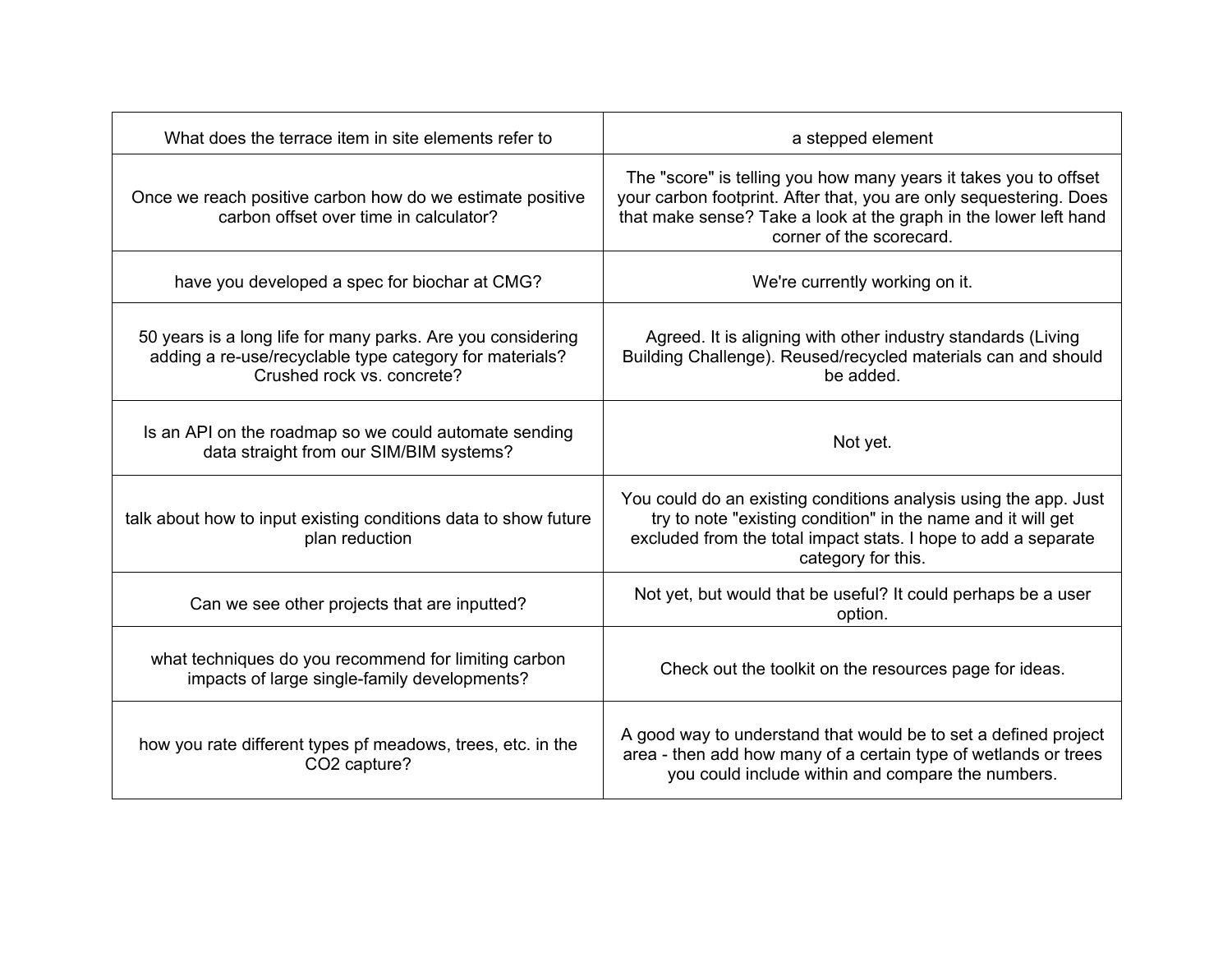| | |
|---|---|
| What does the terrace item in site elements refer to | a stepped element |
| Once we reach positive carbon how do we estimate positive carbon offset over time in calculator? | The "score" is telling you how many years it takes you to offset your carbon footprint. After that, you are only sequestering. Does that make sense? Take a look at the graph in the lower left hand corner of the scorecard. |
| have you developed a spec for biochar at CMG? | We're currently working on it. |
| 50 years is a long life for many parks. Are you considering adding a re-use/recyclable type category for materials? Crushed rock vs. concrete? | Agreed. It is aligning with other industry standards (Living Building Challenge). Reused/recycled materials can and should be added. |
| Is an API on the roadmap so we could automate sending data straight from our SIM/BIM systems? | Not yet. |
| talk about how to input existing conditions data to show future plan reduction | You could do an existing conditions analysis using the app. Just try to note "existing condition" in the name and it will get excluded from the total impact stats. I hope to add a separate category for this. |
| Can we see other projects that are inputted? | Not yet, but would that be useful? It could perhaps be a user option. |
| what techniques do you recommend for limiting carbon impacts of large single-family developments? | Check out the toolkit on the resources page for ideas. |
| how you rate different types pf meadows, trees, etc. in the CO2 capture? | A good way to understand that would be to set a defined project area - then add how many of a certain type of wetlands or trees you could include within and compare the numbers. |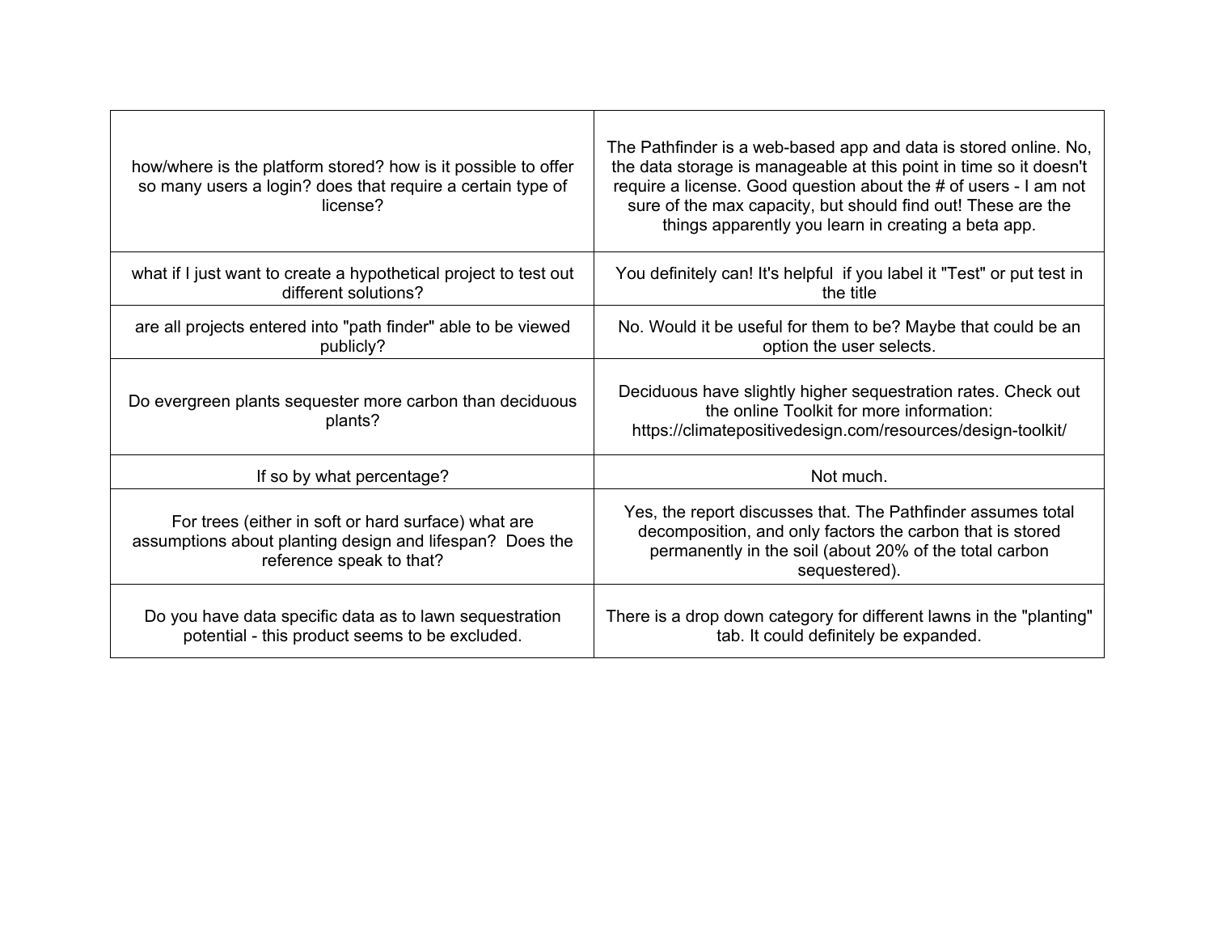| | |
|---|---|
| how/where is the platform stored? how is it possible to offer so many users a login? does that require a certain type of license? | The Pathfinder is a web-based app and data is stored online. No, the data storage is manageable at this point in time so it doesn't require a license. Good question about the # of users - I am not sure of the max capacity, but should find out! These are the things apparently you learn in creating a beta app. |
| what if I just want to create a hypothetical project to test out different solutions? | You definitely can! It's helpful  if you label it "Test" or put test in the title |
| are all projects entered into "path finder" able to be viewed publicly? | No. Would it be useful for them to be? Maybe that could be an option the user selects. |
| Do evergreen plants sequester more carbon than deciduous plants? | Deciduous have slightly higher sequestration rates. Check out the online Toolkit for more information: https://climatepositivedesign.com/resources/design-toolkit/ |
| If so by what percentage? | Not much. |
| For trees (either in soft or hard surface) what are assumptions about planting design and lifespan?  Does the reference speak to that? | Yes, the report discusses that. The Pathfinder assumes total decomposition, and only factors the carbon that is stored permanently in the soil (about 20% of the total carbon sequestered). |
| Do you have data specific data as to lawn sequestration potential - this product seems to be excluded. | There is a drop down category for different lawns in the "planting" tab. It could definitely be expanded. |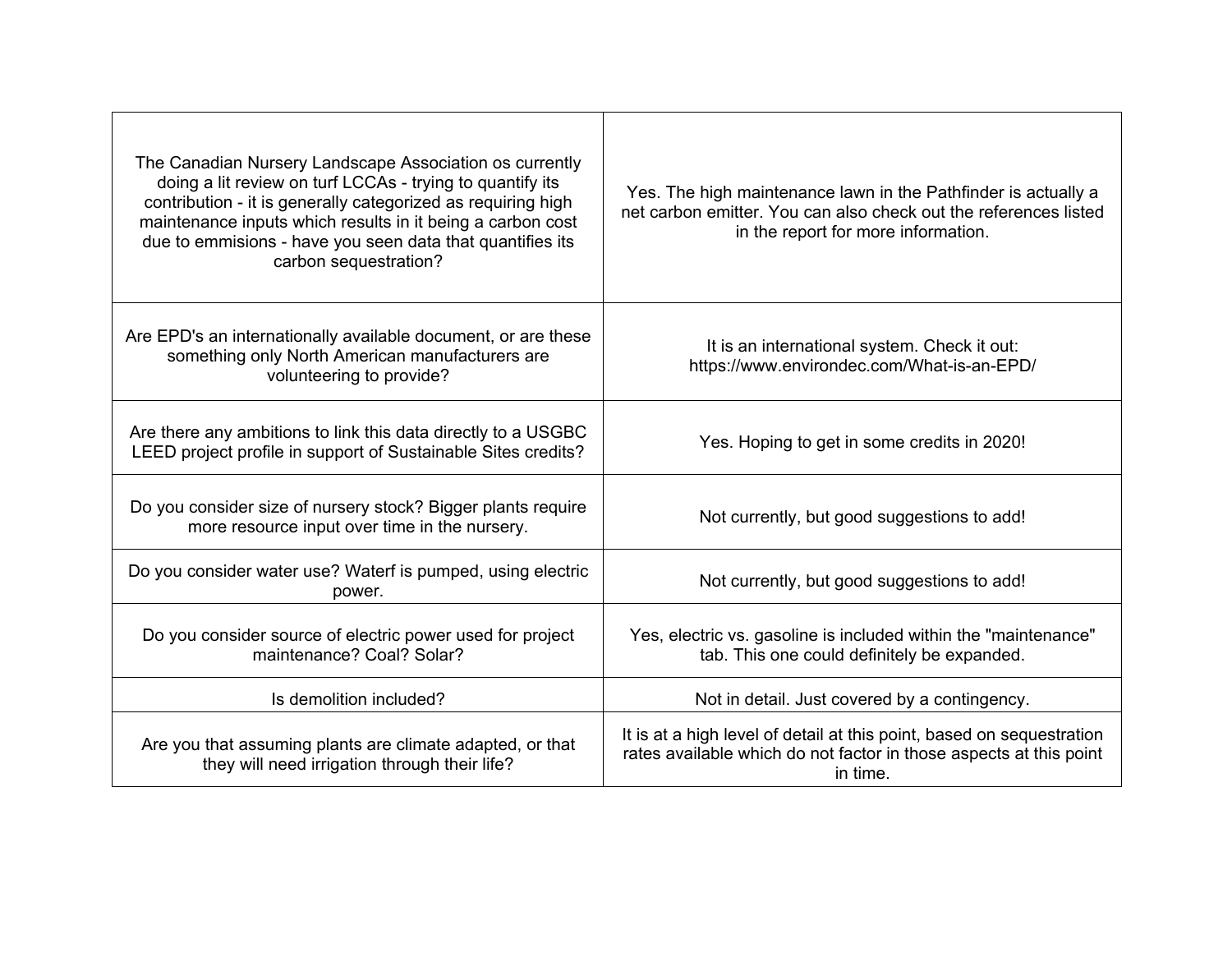| | |
|---|---|
| The Canadian Nursery Landscape Association os currently doing a lit review on turf LCCAs - trying to quantify its contribution - it is generally categorized as requiring high maintenance inputs which results in it being a carbon cost due to emmisions - have you seen data that quantifies its carbon sequestration? | Yes. The high maintenance lawn in the Pathfinder is actually a net carbon emitter. You can also check out the references listed in the report for more information. |
| Are EPD's an internationally available document, or are these something only North American manufacturers are volunteering to provide? | It is an international system. Check it out: https://www.environdec.com/What-is-an-EPD/ |
| Are there any ambitions to link this data directly to a USGBC LEED project profile in support of Sustainable Sites credits? | Yes. Hoping to get in some credits in 2020! |
| Do you consider size of nursery stock? Bigger plants require more resource input over time in the nursery. | Not currently, but good suggestions to add! |
| Do you consider water use? Waterf is pumped, using electric power. | Not currently, but good suggestions to add! |
| Do you consider source of electric power used for project maintenance? Coal? Solar? | Yes, electric vs. gasoline is included within the "maintenance" tab. This one could definitely be expanded. |
| Is demolition included? | Not in detail. Just covered by a contingency. |
| Are you that assuming plants are climate adapted, or that they will need irrigation through their life? | It is at a high level of detail at this point, based on sequestration rates available which do not factor in those aspects at this point in time. |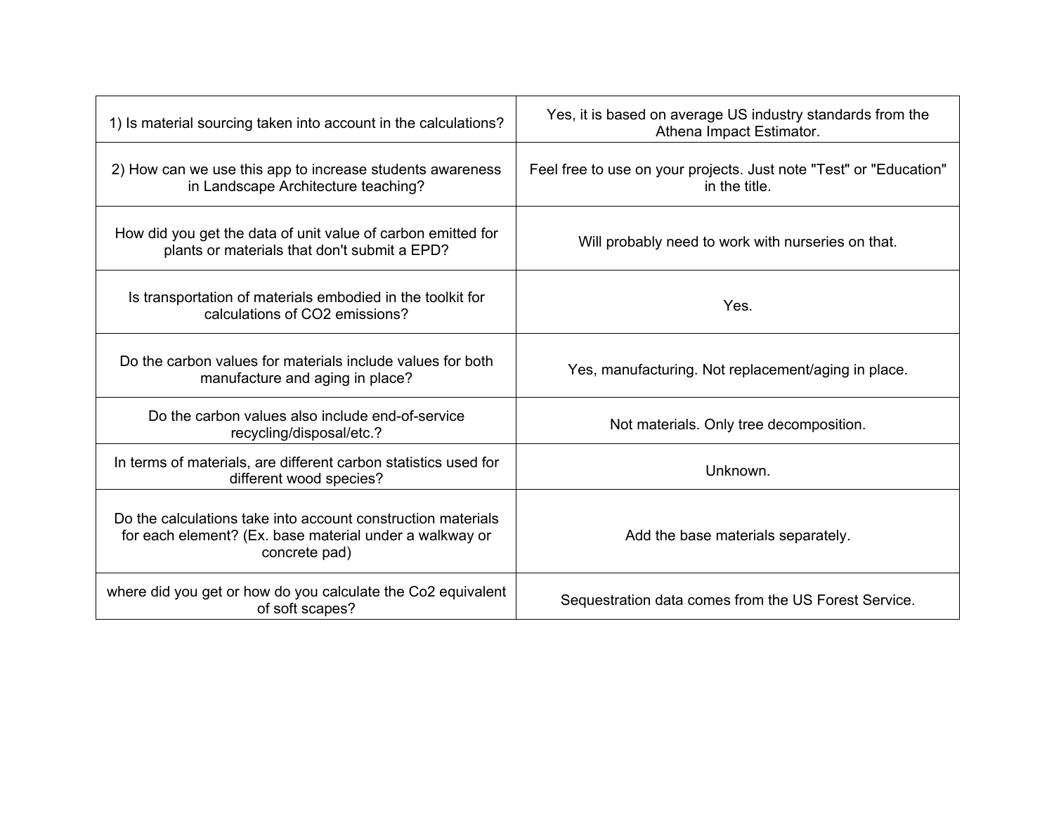| | |
|---|---|
| 1) Is material sourcing taken into account in the calculations? | Yes, it is based on average US industry standards from the Athena Impact Estimator. |
| 2) How can we use this app to increase students awareness in Landscape Architecture teaching? | Feel free to use on your projects. Just note "Test" or "Education" in the title. |
| How did you get the data of unit value of carbon emitted for plants or materials that don't submit a EPD? | Will probably need to work with nurseries on that. |
| Is transportation of materials embodied in the toolkit for calculations of $CO_2$ emissions? | Yes. |
| Do the carbon values for materials include values for both manufacture and aging in place? | Yes, manufacturing. Not replacement/aging in place. |
| Do the carbon values also include end-of-service recycling/disposal/etc.? | Not materials. Only tree decomposition. |
| In terms of materials, are different carbon statistics used for different wood species? | Unknown. |
| Do the calculations take into account construction materials for each element? (Ex. base material under a walkway or concrete pad) | Add the base materials separately. |
| where did you get or how do you calculate the Co2 equivalent of soft scapes? | Sequestration data comes from the US Forest Service. |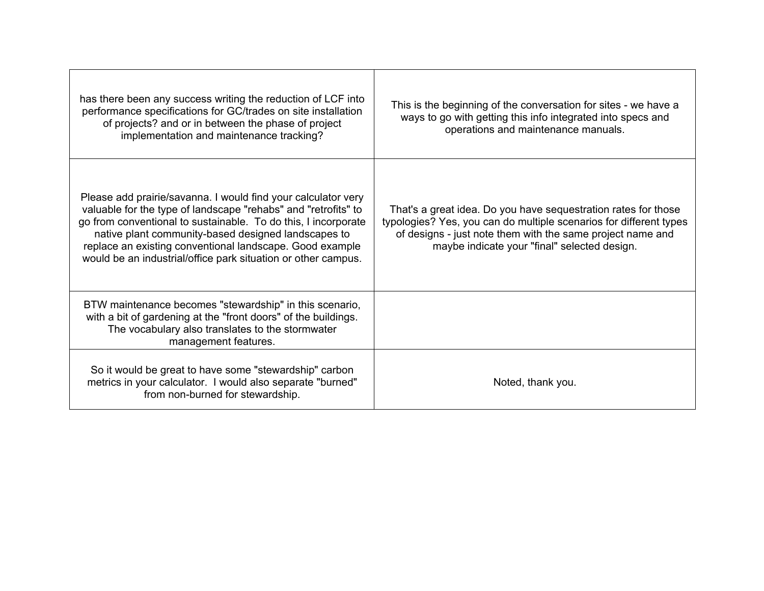| | |
|---|---|
| has there been any success writing the reduction of LCF into performance specifications for GC/trades on site installation of projects? and or in between the phase of project implementation and maintenance tracking? | This is the beginning of the conversation for sites - we have a ways to go with getting this info integrated into specs and operations and maintenance manuals. |
| Please add prairie/savanna. I would find your calculator very valuable for the type of landscape "rehabs" and "retrofits" to go from conventional to sustainable. To do this, I incorporate native plant community-based designed landscapes to replace an existing conventional landscape. Good example would be an industrial/office park situation or other campus. | That's a great idea. Do you have sequestration rates for those typologies? Yes, you can do multiple scenarios for different types of designs - just note them with the same project name and maybe indicate your "final" selected design. |
| BTW maintenance becomes "stewardship" in this scenario, with a bit of gardening at the "front doors" of the buildings. The vocabulary also translates to the stormwater management features. | |
| So it would be great to have some "stewardship" carbon metrics in your calculator. I would also separate "burned" from non-burned for stewardship. | Noted, thank you. |